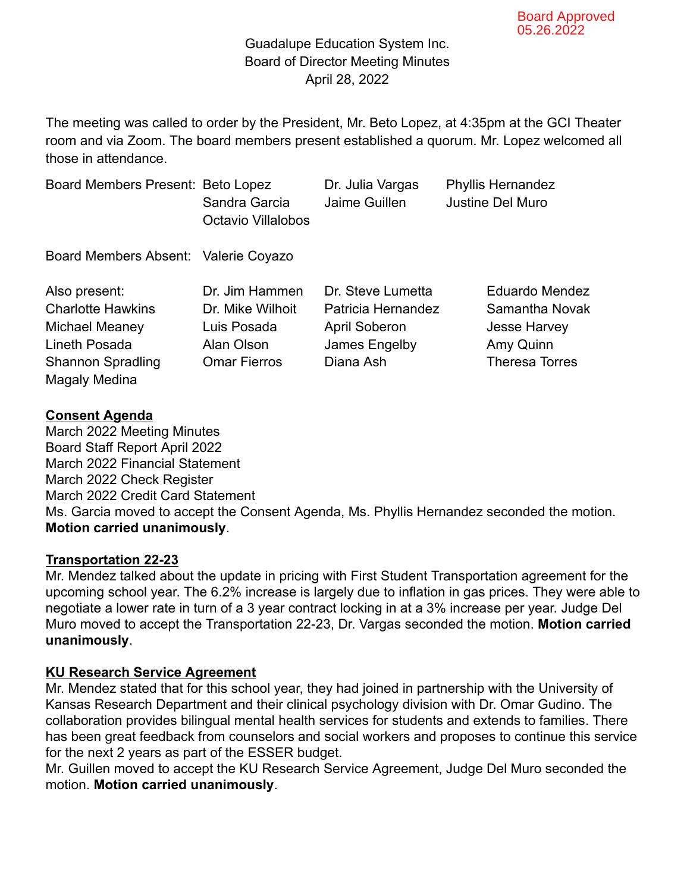Board Approved 05.26.2022

# Guadalupe Education System Inc.
## Board of Director Meeting Minutes
### April 28, 2022

The meeting was called to order by the President, Mr. Beto Lopez, at 4:35pm at the GCI Theater room and via Zoom. The board members present established a quorum. Mr. Lopez welcomed all those in attendance.

Board Members Present: Beto Lopez, Dr. Julia Vargas, Phyllis Hernandez, Sandra Garcia, Jaime Guillen, Justine Del Muro, Octavio Villalobos

Board Members Absent: Valerie Coyazo

Also present: Dr. Jim Hammen, Dr. Steve Lumetta, Eduardo Mendez, Charlotte Hawkins, Dr. Mike Wilhoit, Patricia Hernandez, Samantha Novak, Michael Meaney, Luis Posada, April Soberon, Jesse Harvey, Lineth Posada, Alan Olson, James Engelby, Amy Quinn, Shannon Spradling, Omar Fierros, Diana Ash, Theresa Torres, Magaly Medina

**Consent Agenda**

March 2022 Meeting Minutes
Board Staff Report April 2022
March 2022 Financial Statement
March 2022 Check Register
March 2022 Credit Card Statement
Ms. Garcia moved to accept the Consent Agenda, Ms. Phyllis Hernandez seconded the motion. **Motion carried unanimously**.

**Transportation 22-23**

Mr. Mendez talked about the update in pricing with First Student Transportation agreement for the upcoming school year. The 6.2% increase is largely due to inflation in gas prices. They were able to negotiate a lower rate in turn of a 3 year contract locking in at a 3% increase per year. Judge Del Muro moved to accept the Transportation 22-23, Dr. Vargas seconded the motion. **Motion carried unanimously**.

**KU Research Service Agreement**

Mr. Mendez stated that for this school year, they had joined in partnership with the University of Kansas Research Department and their clinical psychology division with Dr. Omar Gudino. The collaboration provides bilingual mental health services for students and extends to families. There has been great feedback from counselors and social workers and proposes to continue this service for the next 2 years as part of the ESSER budget.
Mr. Guillen moved to accept the KU Research Service Agreement, Judge Del Muro seconded the motion. **Motion carried unanimously**.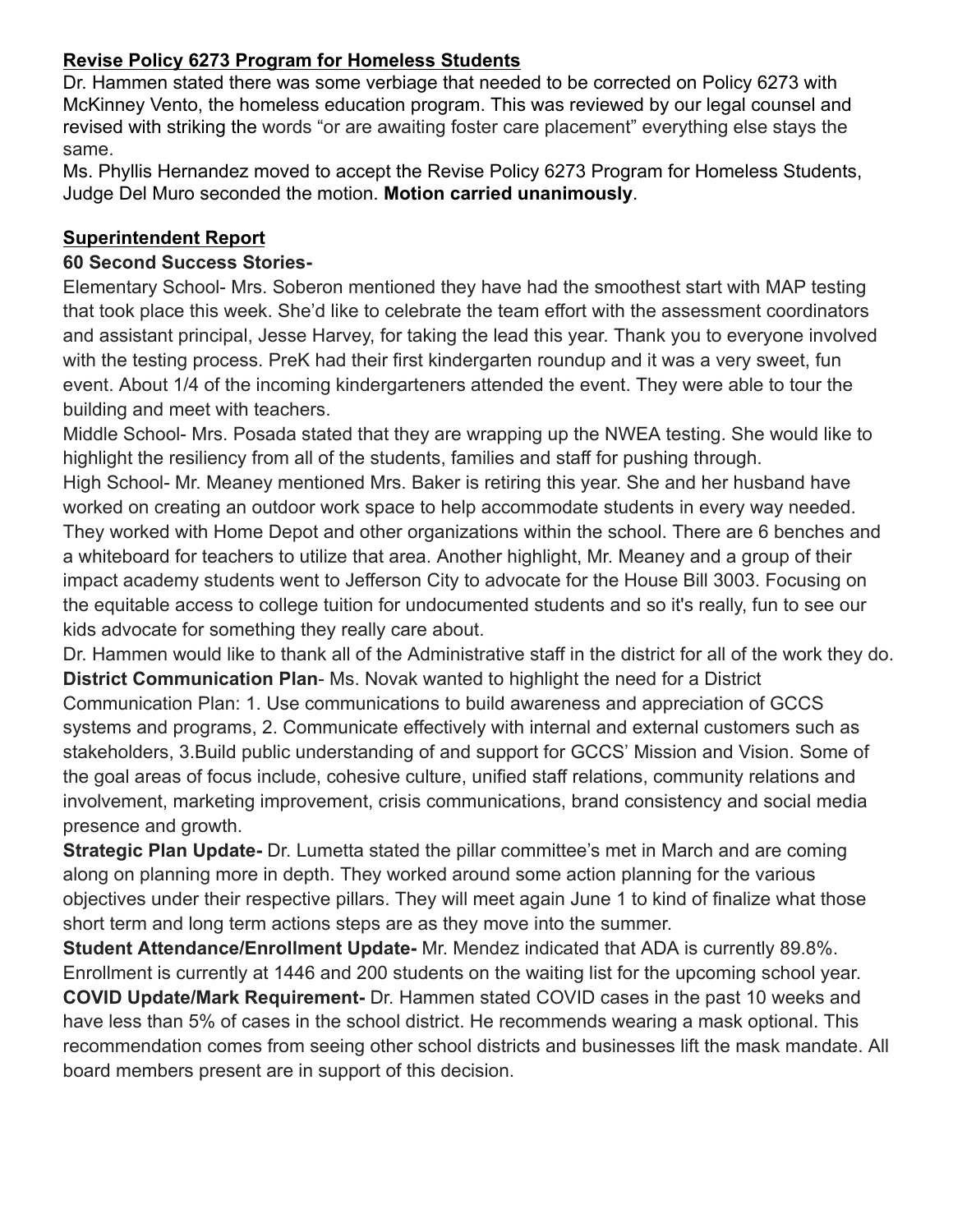**Revise Policy 6273 Program for Homeless Students**

Dr. Hammen stated there was some verbiage that needed to be corrected on Policy 6273 with McKinney Vento, the homeless education program. This was reviewed by our legal counsel and revised with striking the words "or are awaiting foster care placement" everything else stays the same.

Ms. Phyllis Hernandez moved to accept the Revise Policy 6273 Program for Homeless Students, Judge Del Muro seconded the motion. **Motion carried unanimously**.

**Superintendent Report**

**60 Second Success Stories-**

Elementary School- Mrs. Soberon mentioned they have had the smoothest start with MAP testing that took place this week. She'd like to celebrate the team effort with the assessment coordinators and assistant principal, Jesse Harvey, for taking the lead this year. Thank you to everyone involved with the testing process. PreK had their first kindergarten roundup and it was a very sweet, fun event. About 1/4 of the incoming kindergarteners attended the event. They were able to tour the building and meet with teachers.

Middle School- Mrs. Posada stated that they are wrapping up the NWEA testing. She would like to highlight the resiliency from all of the students, families and staff for pushing through.

High School- Mr. Meaney mentioned Mrs. Baker is retiring this year. She and her husband have worked on creating an outdoor work space to help accommodate students in every way needed. They worked with Home Depot and other organizations within the school. There are 6 benches and a whiteboard for teachers to utilize that area. Another highlight, Mr. Meaney and a group of their impact academy students went to Jefferson City to advocate for the House Bill 3003. Focusing on the equitable access to college tuition for undocumented students and so it's really, fun to see our kids advocate for something they really care about.

Dr. Hammen would like to thank all of the Administrative staff in the district for all of the work they do.

**District Communication Plan**- Ms. Novak wanted to highlight the need for a District Communication Plan: 1. Use communications to build awareness and appreciation of GCCS systems and programs, 2. Communicate effectively with internal and external customers such as stakeholders, 3.Build public understanding of and support for GCCS' Mission and Vision. Some of the goal areas of focus include, cohesive culture, unified staff relations, community relations and involvement, marketing improvement, crisis communications, brand consistency and social media presence and growth.

**Strategic Plan Update-** Dr. Lumetta stated the pillar committee's met in March and are coming along on planning more in depth. They worked around some action planning for the various objectives under their respective pillars. They will meet again June 1 to kind of finalize what those short term and long term actions steps are as they move into the summer.

**Student Attendance/Enrollment Update-** Mr. Mendez indicated that ADA is currently 89.8%. Enrollment is currently at 1446 and 200 students on the waiting list for the upcoming school year.

**COVID Update/Mark Requirement-** Dr. Hammen stated COVID cases in the past 10 weeks and have less than 5% of cases in the school district. He recommends wearing a mask optional. This recommendation comes from seeing other school districts and businesses lift the mask mandate. All board members present are in support of this decision.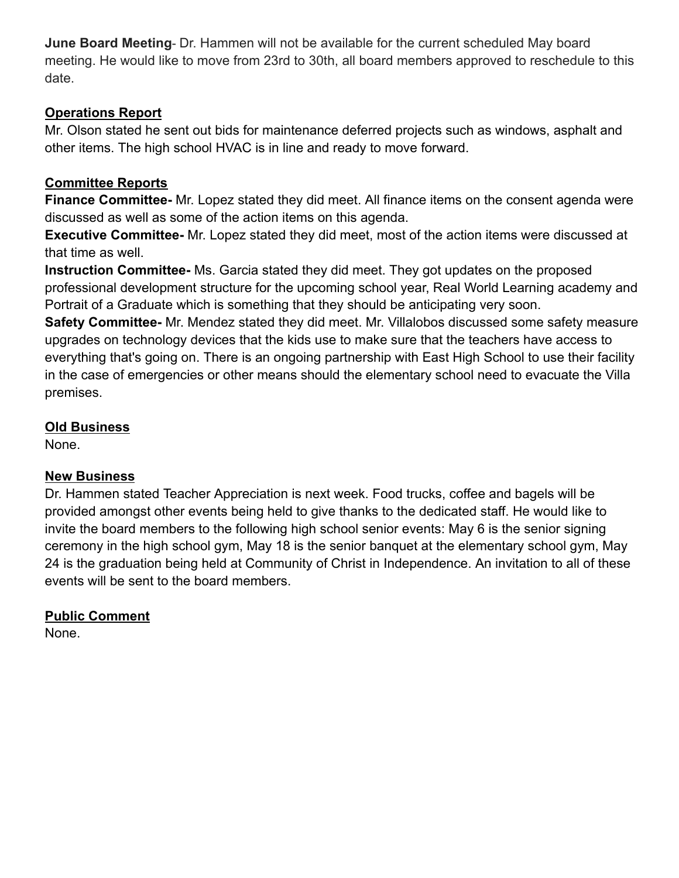**June Board Meeting**- Dr. Hammen will not be available for the current scheduled May board meeting. He would like to move from 23rd to 30th, all board members approved to reschedule to this date.

**Operations Report**

Mr. Olson stated he sent out bids for maintenance deferred projects such as windows, asphalt and other items. The high school HVAC is in line and ready to move forward.

**Committee Reports**

**Finance Committee-** Mr. Lopez stated they did meet. All finance items on the consent agenda were discussed as well as some of the action items on this agenda.

**Executive Committee-** Mr. Lopez stated they did meet, most of the action items were discussed at that time as well.

**Instruction Committee-** Ms. Garcia stated they did meet. They got updates on the proposed professional development structure for the upcoming school year, Real World Learning academy and Portrait of a Graduate which is something that they should be anticipating very soon.

**Safety Committee-** Mr. Mendez stated they did meet. Mr. Villalobos discussed some safety measure upgrades on technology devices that the kids use to make sure that the teachers have access to everything that's going on. There is an ongoing partnership with East High School to use their facility in the case of emergencies or other means should the elementary school need to evacuate the Villa premises.

**Old Business**

None.

**New Business**

Dr. Hammen stated Teacher Appreciation is next week. Food trucks, coffee and bagels will be provided amongst other events being held to give thanks to the dedicated staff. He would like to invite the board members to the following high school senior events: May 6 is the senior signing ceremony in the high school gym, May 18 is the senior banquet at the elementary school gym, May 24 is the graduation being held at Community of Christ in Independence. An invitation to all of these events will be sent to the board members.

**Public Comment**

None.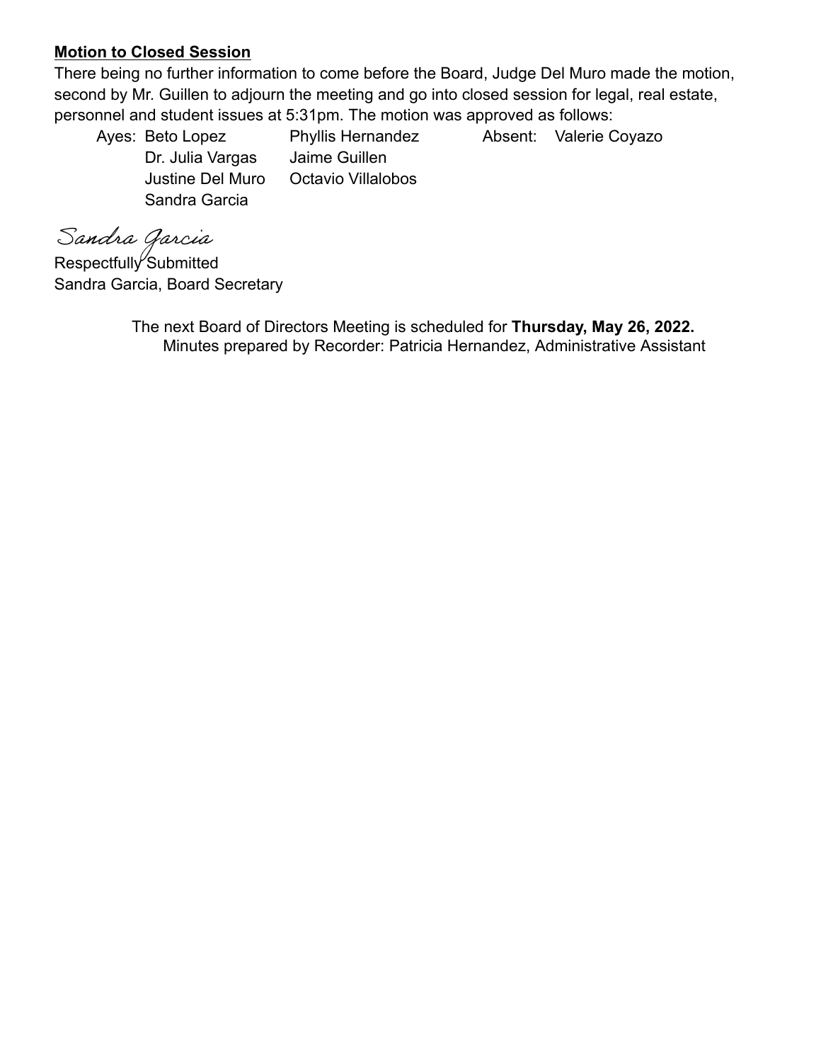**Motion to Closed Session**

There being no further information to come before the Board, Judge Del Muro made the motion, second by Mr. Guillen to adjourn the meeting and go into closed session for legal, real estate, personnel and student issues at 5:31pm. The motion was approved as follows:

| | | | | |
|---|---|---|---|---|
| Ayes: | Beto Lopez | Phyllis Hernandez | Absent: | Valerie Coyazo |
| | Dr. Julia Vargas | Jaime Guillen | | |
| | Justine Del Muro | Octavio Villalobos | | |
| | Sandra Garcia | | | |

Sandra Garcia

Respectfully Submitted
Sandra Garcia, Board Secretary

The next Board of Directors Meeting is scheduled for **Thursday, May 26, 2022.**
Minutes prepared by Recorder: Patricia Hernandez, Administrative Assistant